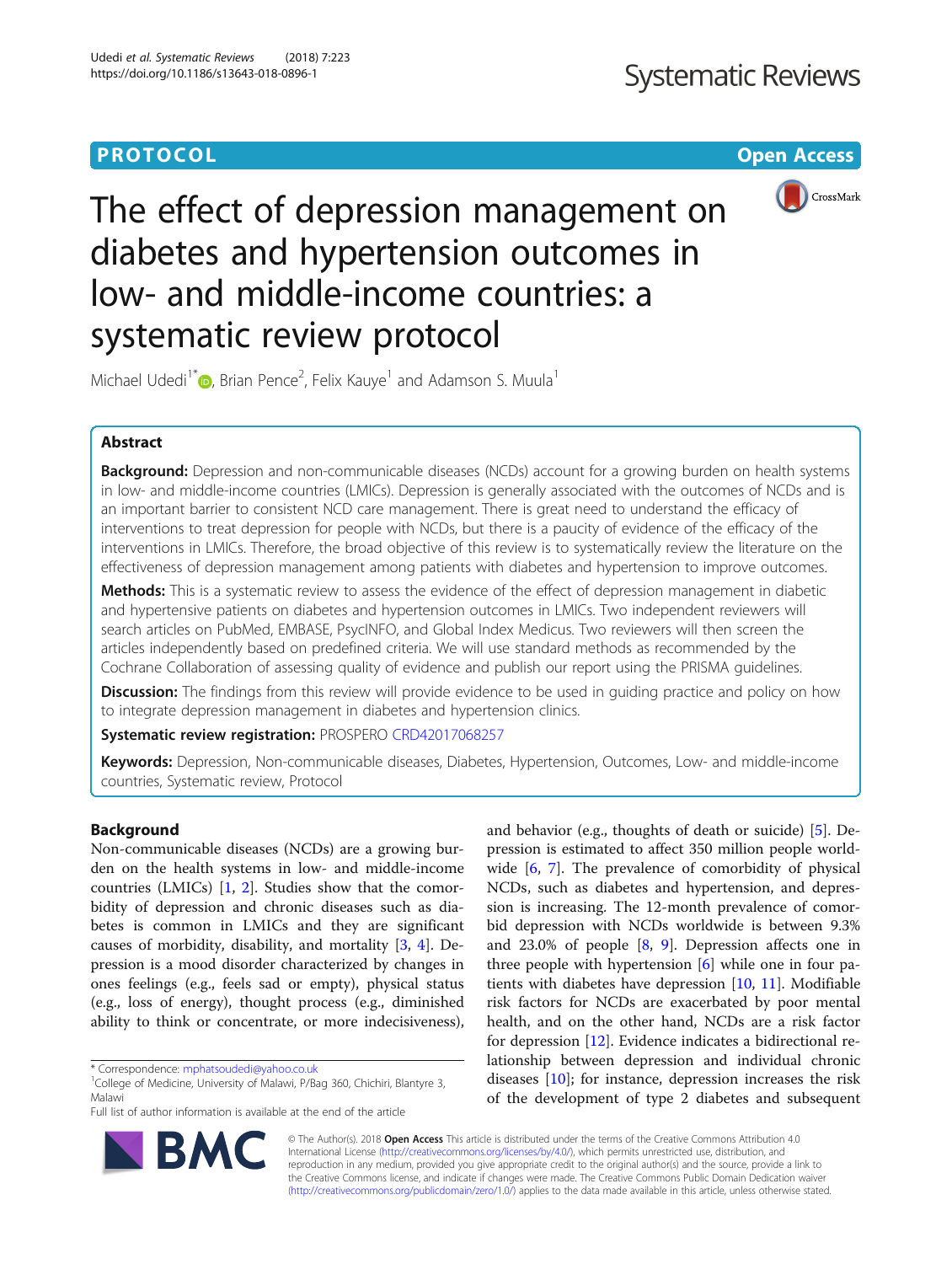PROTOCOL

Open Access

# The effect of depression management on diabetes and hypertension outcomes in low- and middle-income countries: a systematic review protocol

Michael Udedi[1*], Brian Pence[2], Felix Kauye[1] and Adamson S. Muula[1]

## Abstract

**Background:** Depression and non-communicable diseases (NCDs) account for a growing burden on health systems in low- and middle-income countries (LMICs). Depression is generally associated with the outcomes of NCDs and is an important barrier to consistent NCD care management. There is great need to understand the efficacy of interventions to treat depression for people with NCDs, but there is a paucity of evidence of the efficacy of the interventions in LMICs. Therefore, the broad objective of this review is to systematically review the literature on the effectiveness of depression management among patients with diabetes and hypertension to improve outcomes.

**Methods:** This is a systematic review to assess the evidence of the effect of depression management in diabetic and hypertensive patients on diabetes and hypertension outcomes in LMICs. Two independent reviewers will search articles on PubMed, EMBASE, PsycINFO, and Global Index Medicus. Two reviewers will then screen the articles independently based on predefined criteria. We will use standard methods as recommended by the Cochrane Collaboration of assessing quality of evidence and publish our report using the PRISMA guidelines.

**Discussion:** The findings from this review will provide evidence to be used in guiding practice and policy on how to integrate depression management in diabetes and hypertension clinics.

**Systematic review registration:** PROSPERO CRD42017068257

**Keywords:** Depression, Non-communicable diseases, Diabetes, Hypertension, Outcomes, Low- and middle-income countries, Systematic review, Protocol

## Background

Non-communicable diseases (NCDs) are a growing burden on the health systems in low- and middle-income countries (LMICs) [1, 2]. Studies show that the comorbidity of depression and chronic diseases such as diabetes is common in LMICs and they are significant causes of morbidity, disability, and mortality [3, 4]. Depression is a mood disorder characterized by changes in ones feelings (e.g., feels sad or empty), physical status (e.g., loss of energy), thought process (e.g., diminished ability to think or concentrate, or more indecisiveness), and behavior (e.g., thoughts of death or suicide) [5]. Depression is estimated to affect 350 million people worldwide [6, 7]. The prevalence of comorbidity of physical NCDs, such as diabetes and hypertension, and depression is increasing. The 12-month prevalence of comorbid depression with NCDs worldwide is between 9.3% and 23.0% of people [8, 9]. Depression affects one in three people with hypertension [6] while one in four patients with diabetes have depression [10, 11]. Modifiable risk factors for NCDs are exacerbated by poor mental health, and on the other hand, NCDs are a risk factor for depression [12]. Evidence indicates a bidirectional relationship between depression and individual chronic diseases [10]; for instance, depression increases the risk of the development of type 2 diabetes and subsequent

* Correspondence: mphatsoudedi@yahoo.co.uk
[1]College of Medicine, University of Malawi, P/Bag 360, Chichiri, Blantyre 3, Malawi
Full list of author information is available at the end of the article

© The Author(s). 2018 **Open Access** This article is distributed under the terms of the Creative Commons Attribution 4.0 International License (http://creativecommons.org/licenses/by/4.0/), which permits unrestricted use, distribution, and reproduction in any medium, provided you give appropriate credit to the original author(s) and the source, provide a link to the Creative Commons license, and indicate if changes were made. The Creative Commons Public Domain Dedication waiver (http://creativecommons.org/publicdomain/zero/1.0/) applies to the data made available in this article, unless otherwise stated.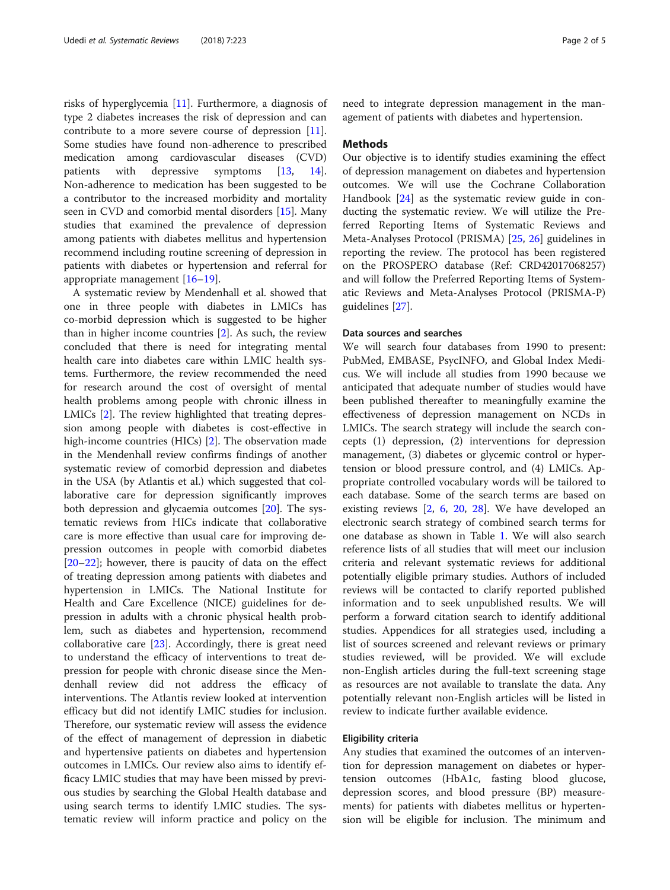risks of hyperglycemia [11]. Furthermore, a diagnosis of type 2 diabetes increases the risk of depression and can contribute to a more severe course of depression [11]. Some studies have found non-adherence to prescribed medication among cardiovascular diseases (CVD) patients with depressive symptoms [13, 14]. Non-adherence to medication has been suggested to be a contributor to the increased morbidity and mortality seen in CVD and comorbid mental disorders [15]. Many studies that examined the prevalence of depression among patients with diabetes mellitus and hypertension recommend including routine screening of depression in patients with diabetes or hypertension and referral for appropriate management [16–19].

A systematic review by Mendenhall et al. showed that one in three people with diabetes in LMICs has co-morbid depression which is suggested to be higher than in higher income countries [2]. As such, the review concluded that there is need for integrating mental health care into diabetes care within LMIC health systems. Furthermore, the review recommended the need for research around the cost of oversight of mental health problems among people with chronic illness in LMICs [2]. The review highlighted that treating depression among people with diabetes is cost-effective in high-income countries (HICs) [2]. The observation made in the Mendenhall review confirms findings of another systematic review of comorbid depression and diabetes in the USA (by Atlantis et al.) which suggested that collaborative care for depression significantly improves both depression and glycaemia outcomes [20]. The systematic reviews from HICs indicate that collaborative care is more effective than usual care for improving depression outcomes in people with comorbid diabetes [20–22]; however, there is paucity of data on the effect of treating depression among patients with diabetes and hypertension in LMICs. The National Institute for Health and Care Excellence (NICE) guidelines for depression in adults with a chronic physical health problem, such as diabetes and hypertension, recommend collaborative care [23]. Accordingly, there is great need to understand the efficacy of interventions to treat depression for people with chronic disease since the Mendenhall review did not address the efficacy of interventions. The Atlantis review looked at intervention efficacy but did not identify LMIC studies for inclusion. Therefore, our systematic review will assess the evidence of the effect of management of depression in diabetic and hypertensive patients on diabetes and hypertension outcomes in LMICs. Our review also aims to identify efficacy LMIC studies that may have been missed by previous studies by searching the Global Health database and using search terms to identify LMIC studies. The systematic review will inform practice and policy on the need to integrate depression management in the management of patients with diabetes and hypertension.

## Methods

Our objective is to identify studies examining the effect of depression management on diabetes and hypertension outcomes. We will use the Cochrane Collaboration Handbook [24] as the systematic review guide in conducting the systematic review. We will utilize the Preferred Reporting Items of Systematic Reviews and Meta-Analyses Protocol (PRISMA) [25, 26] guidelines in reporting the review. The protocol has been registered on the PROSPERO database (Ref: CRD42017068257) and will follow the Preferred Reporting Items of Systematic Reviews and Meta-Analyses Protocol (PRISMA-P) guidelines [27].

### Data sources and searches

We will search four databases from 1990 to present: PubMed, EMBASE, PsycINFO, and Global Index Medicus. We will include all studies from 1990 because we anticipated that adequate number of studies would have been published thereafter to meaningfully examine the effectiveness of depression management on NCDs in LMICs. The search strategy will include the search concepts (1) depression, (2) interventions for depression management, (3) diabetes or glycemic control or hypertension or blood pressure control, and (4) LMICs. Appropriate controlled vocabulary words will be tailored to each database. Some of the search terms are based on existing reviews [2, 6, 20, 28]. We have developed an electronic search strategy of combined search terms for one database as shown in Table 1. We will also search reference lists of all studies that will meet our inclusion criteria and relevant systematic reviews for additional potentially eligible primary studies. Authors of included reviews will be contacted to clarify reported published information and to seek unpublished results. We will perform a forward citation search to identify additional studies. Appendices for all strategies used, including a list of sources screened and relevant reviews or primary studies reviewed, will be provided. We will exclude non-English articles during the full-text screening stage as resources are not available to translate the data. Any potentially relevant non-English articles will be listed in review to indicate further available evidence.

### Eligibility criteria

Any studies that examined the outcomes of an intervention for depression management on diabetes or hypertension outcomes (HbA1c, fasting blood glucose, depression scores, and blood pressure (BP) measurements) for patients with diabetes mellitus or hypertension will be eligible for inclusion. The minimum and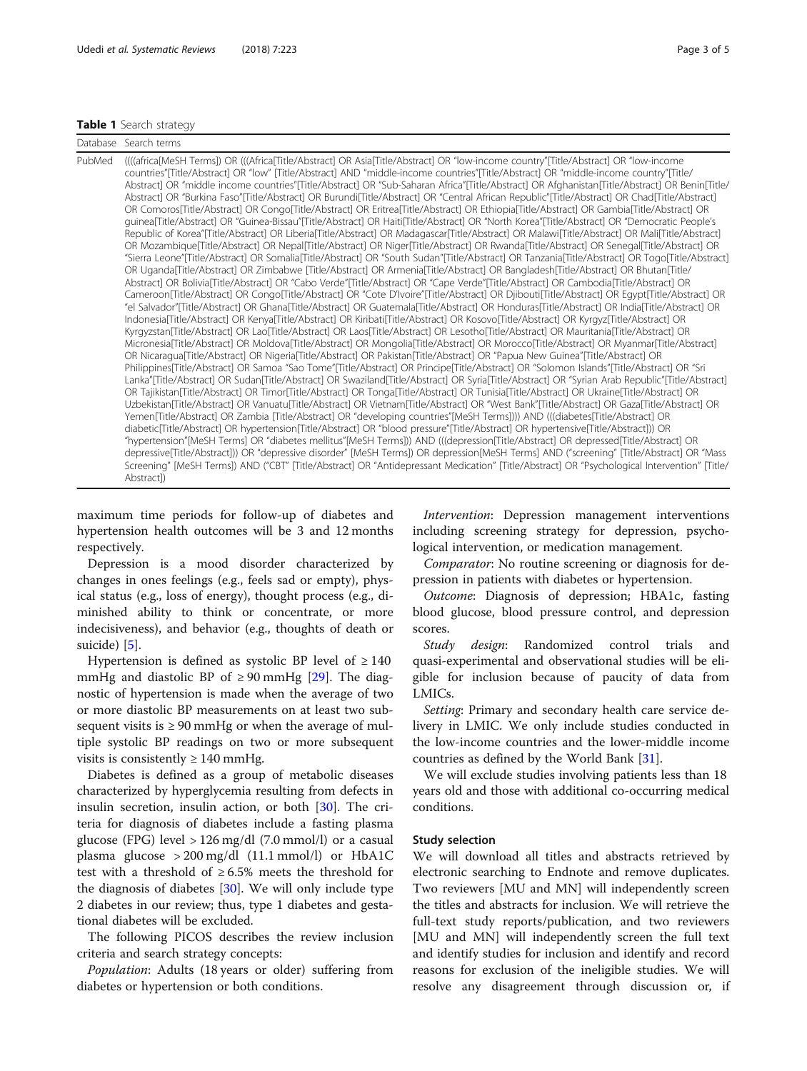**Table 1** Search strategy

| Database | Search terms |
| --- | --- |
| PubMed | ((((africa[MeSH Terms]) OR (((Africa[Title/Abstract] OR Asia[Title/Abstract] OR "low-income country"[Title/Abstract] OR "low-income countries"[Title/Abstract] OR "low" [Title/Abstract] AND "middle-income countries"[Title/Abstract] OR "middle-income country"[Title/Abstract] OR "middle income countries"[Title/Abstract] OR "Sub-Saharan Africa"[Title/Abstract] OR Afghanistan[Title/Abstract] OR Benin[Title/Abstract] OR "Burkina Faso"[Title/Abstract] OR Burundi[Title/Abstract] OR "Central African Republic"[Title/Abstract] OR Chad[Title/Abstract] OR Comoros[Title/Abstract] OR Congo[Title/Abstract] OR Eritrea[Title/Abstract] OR Ethiopia[Title/Abstract] OR Gambia[Title/Abstract] OR guinea[Title/Abstract] OR "Guinea-Bissau"[Title/Abstract] OR Haiti[Title/Abstract] OR "North Korea"[Title/Abstract] OR "Democratic People's Republic of Korea"[Title/Abstract] OR Liberia[Title/Abstract] OR Madagascar[Title/Abstract] OR Malawi[Title/Abstract] OR Mali[Title/Abstract] OR Mozambique[Title/Abstract] OR Nepal[Title/Abstract] OR Niger[Title/Abstract] OR Rwanda[Title/Abstract] OR Senegal[Title/Abstract] OR "Sierra Leone"[Title/Abstract] OR Somalia[Title/Abstract] OR "South Sudan"[Title/Abstract] OR Tanzania[Title/Abstract] OR Togo[Title/Abstract] OR Uganda[Title/Abstract] OR Zimbabwe [Title/Abstract] OR Armenia[Title/Abstract] OR Bangladesh[Title/Abstract] OR Bhutan[Title/Abstract] OR Bolivia[Title/Abstract] OR "Cabo Verde"[Title/Abstract] OR "Cape Verde"[Title/Abstract] OR Cambodia[Title/Abstract] OR Cameroon[Title/Abstract] OR Congo[Title/Abstract] OR "Cote D'Ivoire"[Title/Abstract] OR Djibouti[Title/Abstract] OR Egypt[Title/Abstract] OR "el Salvador"[Title/Abstract] OR Ghana[Title/Abstract] OR Guatemala[Title/Abstract] OR Honduras[Title/Abstract] OR India[Title/Abstract] OR Indonesia[Title/Abstract] OR Kenya[Title/Abstract] OR Kiribati[Title/Abstract] OR Kosovo[Title/Abstract] OR Kyrgyz[Title/Abstract] OR Kyrgyzstan[Title/Abstract] OR Lao[Title/Abstract] OR Laos[Title/Abstract] OR Lesotho[Title/Abstract] OR Mauritania[Title/Abstract] OR Micronesia[Title/Abstract] OR Moldova[Title/Abstract] OR Mongolia[Title/Abstract] OR Morocco[Title/Abstract] OR Myanmar[Title/Abstract] OR Nicaragua[Title/Abstract] OR Nigeria[Title/Abstract] OR Pakistan[Title/Abstract] OR "Papua New Guinea"[Title/Abstract] OR Philippines[Title/Abstract] OR Samoa "Sao Tome"[Title/Abstract] OR Principe[Title/Abstract] OR "Solomon Islands"[Title/Abstract] OR "Sri Lanka"[Title/Abstract] OR Sudan[Title/Abstract] OR Swaziland[Title/Abstract] OR Syria[Title/Abstract] OR "Syrian Arab Republic"[Title/Abstract] OR Tajikistan[Title/Abstract] OR Timor[Title/Abstract] OR Tonga[Title/Abstract] OR Tunisia[Title/Abstract] OR Ukraine[Title/Abstract] OR Uzbekistan[Title/Abstract] OR Vanuatu[Title/Abstract] OR Vietnam[Title/Abstract] OR "West Bank"[Title/Abstract] OR Gaza[Title/Abstract] OR Yemen[Title/Abstract] OR Zambia [Title/Abstract] OR "developing countries"[MeSH Terms]))) AND (((diabetes[Title/Abstract] OR diabetic[Title/Abstract] OR hypertension[Title/Abstract] OR "blood pressure"[Title/Abstract] OR hypertensive[Title/Abstract])) OR "hypertension"[MeSH Terms] OR "diabetes mellitus"[MeSH Terms])) AND (((depression[Title/Abstract] OR depressed[Title/Abstract] OR depressive[Title/Abstract])) OR "depressive disorder" [MeSH Terms]) OR depression[MeSH Terms] AND ("screening" [Title/Abstract] OR "Mass Screening" [MeSH Terms]) AND ("CBT" [Title/Abstract] OR "Antidepressant Medication" [Title/Abstract] OR "Psychological Intervention" [Title/Abstract]) |

maximum time periods for follow-up of diabetes and hypertension health outcomes will be 3 and 12 months respectively.

Depression is a mood disorder characterized by changes in ones feelings (e.g., feels sad or empty), physical status (e.g., loss of energy), thought process (e.g., diminished ability to think or concentrate, or more indecisiveness), and behavior (e.g., thoughts of death or suicide) [5].

Hypertension is defined as systolic BP level of ≥ 140 mmHg and diastolic BP of ≥ 90 mmHg [29]. The diagnostic of hypertension is made when the average of two or more diastolic BP measurements on at least two subsequent visits is ≥ 90 mmHg or when the average of multiple systolic BP readings on two or more subsequent visits is consistently ≥ 140 mmHg.

Diabetes is defined as a group of metabolic diseases characterized by hyperglycemia resulting from defects in insulin secretion, insulin action, or both [30]. The criteria for diagnosis of diabetes include a fasting plasma glucose (FPG) level > 126 mg/dl (7.0 mmol/l) or a casual plasma glucose > 200 mg/dl (11.1 mmol/l) or HbA1C test with a threshold of ≥ 6.5% meets the threshold for the diagnosis of diabetes [30]. We will only include type 2 diabetes in our review; thus, type 1 diabetes and gestational diabetes will be excluded.

The following PICOS describes the review inclusion criteria and search strategy concepts:

*Population*: Adults (18 years or older) suffering from diabetes or hypertension or both conditions.

*Intervention*: Depression management interventions including screening strategy for depression, psychological intervention, or medication management.

*Comparator*: No routine screening or diagnosis for depression in patients with diabetes or hypertension.

*Outcome*: Diagnosis of depression; HBA1c, fasting blood glucose, blood pressure control, and depression scores.

*Study design*: Randomized control trials and quasi-experimental and observational studies will be eligible for inclusion because of paucity of data from LMICs.

*Setting*: Primary and secondary health care service delivery in LMIC. We only include studies conducted in the low-income countries and the lower-middle income countries as defined by the World Bank [31].

We will exclude studies involving patients less than 18 years old and those with additional co-occurring medical conditions.

#### Study selection

We will download all titles and abstracts retrieved by electronic searching to Endnote and remove duplicates. Two reviewers [MU and MN] will independently screen the titles and abstracts for inclusion. We will retrieve the full-text study reports/publication, and two reviewers [MU and MN] will independently screen the full text and identify studies for inclusion and identify and record reasons for exclusion of the ineligible studies. We will resolve any disagreement through discussion or, if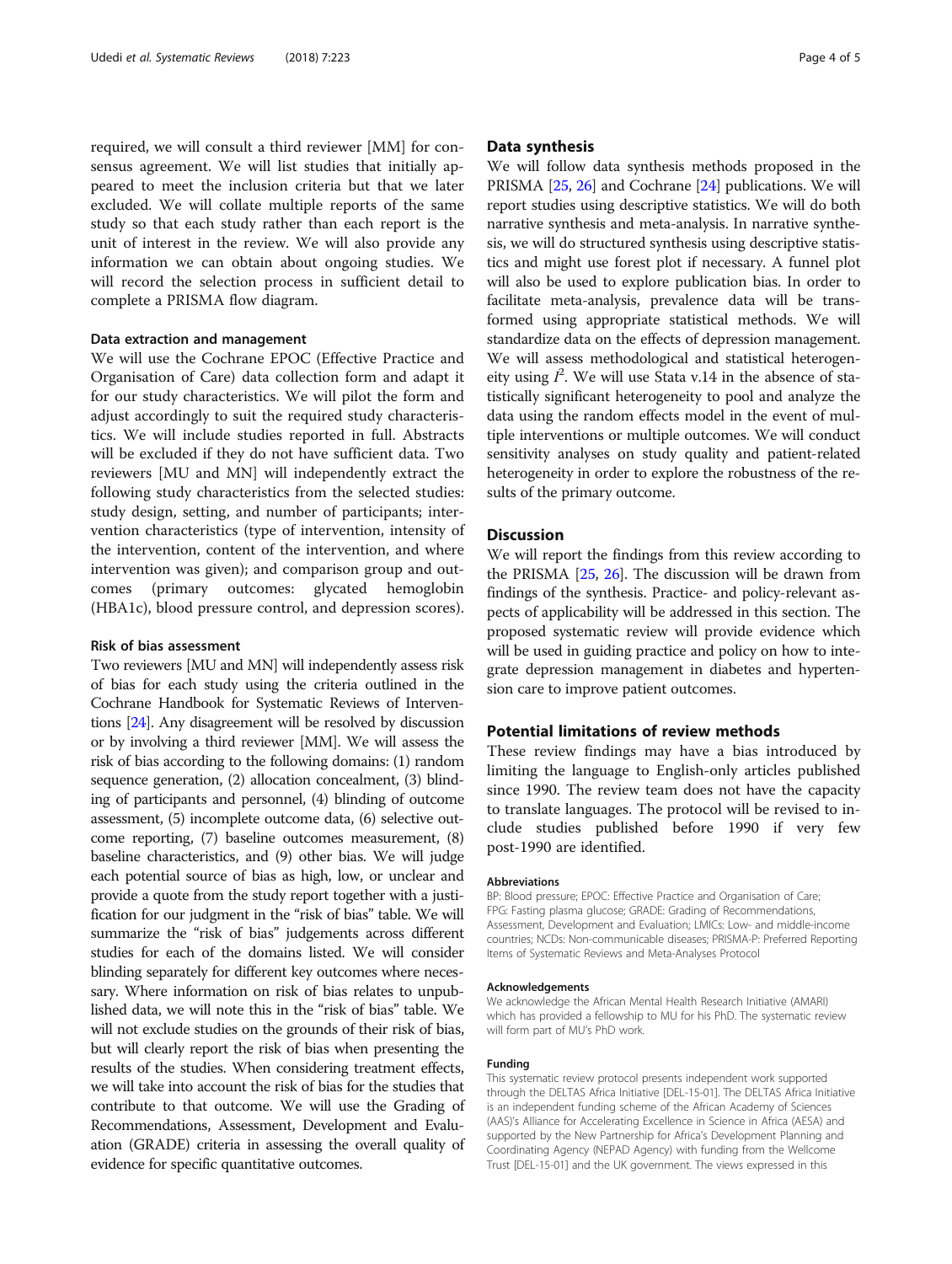required, we will consult a third reviewer [MM] for consensus agreement. We will list studies that initially appeared to meet the inclusion criteria but that we later excluded. We will collate multiple reports of the same study so that each study rather than each report is the unit of interest in the review. We will also provide any information we can obtain about ongoing studies. We will record the selection process in sufficient detail to complete a PRISMA flow diagram.

### Data extraction and management

We will use the Cochrane EPOC (Effective Practice and Organisation of Care) data collection form and adapt it for our study characteristics. We will pilot the form and adjust accordingly to suit the required study characteristics. We will include studies reported in full. Abstracts will be excluded if they do not have sufficient data. Two reviewers [MU and MN] will independently extract the following study characteristics from the selected studies: study design, setting, and number of participants; intervention characteristics (type of intervention, intensity of the intervention, content of the intervention, and where intervention was given); and comparison group and outcomes (primary outcomes: glycated hemoglobin (HBA1c), blood pressure control, and depression scores).

### Risk of bias assessment

Two reviewers [MU and MN] will independently assess risk of bias for each study using the criteria outlined in the Cochrane Handbook for Systematic Reviews of Interventions [24]. Any disagreement will be resolved by discussion or by involving a third reviewer [MM]. We will assess the risk of bias according to the following domains: (1) random sequence generation, (2) allocation concealment, (3) blinding of participants and personnel, (4) blinding of outcome assessment, (5) incomplete outcome data, (6) selective outcome reporting, (7) baseline outcomes measurement, (8) baseline characteristics, and (9) other bias. We will judge each potential source of bias as high, low, or unclear and provide a quote from the study report together with a justification for our judgment in the "risk of bias" table. We will summarize the "risk of bias" judgements across different studies for each of the domains listed. We will consider blinding separately for different key outcomes where necessary. Where information on risk of bias relates to unpublished data, we will note this in the "risk of bias" table. We will not exclude studies on the grounds of their risk of bias, but will clearly report the risk of bias when presenting the results of the studies. When considering treatment effects, we will take into account the risk of bias for the studies that contribute to that outcome. We will use the Grading of Recommendations, Assessment, Development and Evaluation (GRADE) criteria in assessing the overall quality of evidence for specific quantitative outcomes.

## Data synthesis

We will follow data synthesis methods proposed in the PRISMA [25, 26] and Cochrane [24] publications. We will report studies using descriptive statistics. We will do both narrative synthesis and meta-analysis. In narrative synthesis, we will do structured synthesis using descriptive statistics and might use forest plot if necessary. A funnel plot will also be used to explore publication bias. In order to facilitate meta-analysis, prevalence data will be transformed using appropriate statistical methods. We will standardize data on the effects of depression management. We will assess methodological and statistical heterogeneity using $I^2$. We will use Stata v.14 in the absence of statistically significant heterogeneity to pool and analyze the data using the random effects model in the event of multiple interventions or multiple outcomes. We will conduct sensitivity analyses on study quality and patient-related heterogeneity in order to explore the robustness of the results of the primary outcome.

## Discussion

We will report the findings from this review according to the PRISMA [25, 26]. The discussion will be drawn from findings of the synthesis. Practice- and policy-relevant aspects of applicability will be addressed in this section. The proposed systematic review will provide evidence which will be used in guiding practice and policy on how to integrate depression management in diabetes and hypertension care to improve patient outcomes.

## Potential limitations of review methods

These review findings may have a bias introduced by limiting the language to English-only articles published since 1990. The review team does not have the capacity to translate languages. The protocol will be revised to include studies published before 1990 if very few post-1990 are identified.

#### Abbreviations

BP: Blood pressure; EPOC: Effective Practice and Organisation of Care; FPG: Fasting plasma glucose; GRADE: Grading of Recommendations, Assessment, Development and Evaluation; LMICs: Low- and middle-income countries; NCDs: Non-communicable diseases; PRISMA-P: Preferred Reporting Items of Systematic Reviews and Meta-Analyses Protocol

#### Acknowledgements

We acknowledge the African Mental Health Research Initiative (AMARI) which has provided a fellowship to MU for his PhD. The systematic review will form part of MU's PhD work.

#### Funding

This systematic review protocol presents independent work supported through the DELTAS Africa Initiative [DEL-15-01]. The DELTAS Africa Initiative is an independent funding scheme of the African Academy of Sciences (AAS)'s Alliance for Accelerating Excellence in Science in Africa (AESA) and supported by the New Partnership for Africa's Development Planning and Coordinating Agency (NEPAD Agency) with funding from the Wellcome Trust [DEL-15-01] and the UK government. The views expressed in this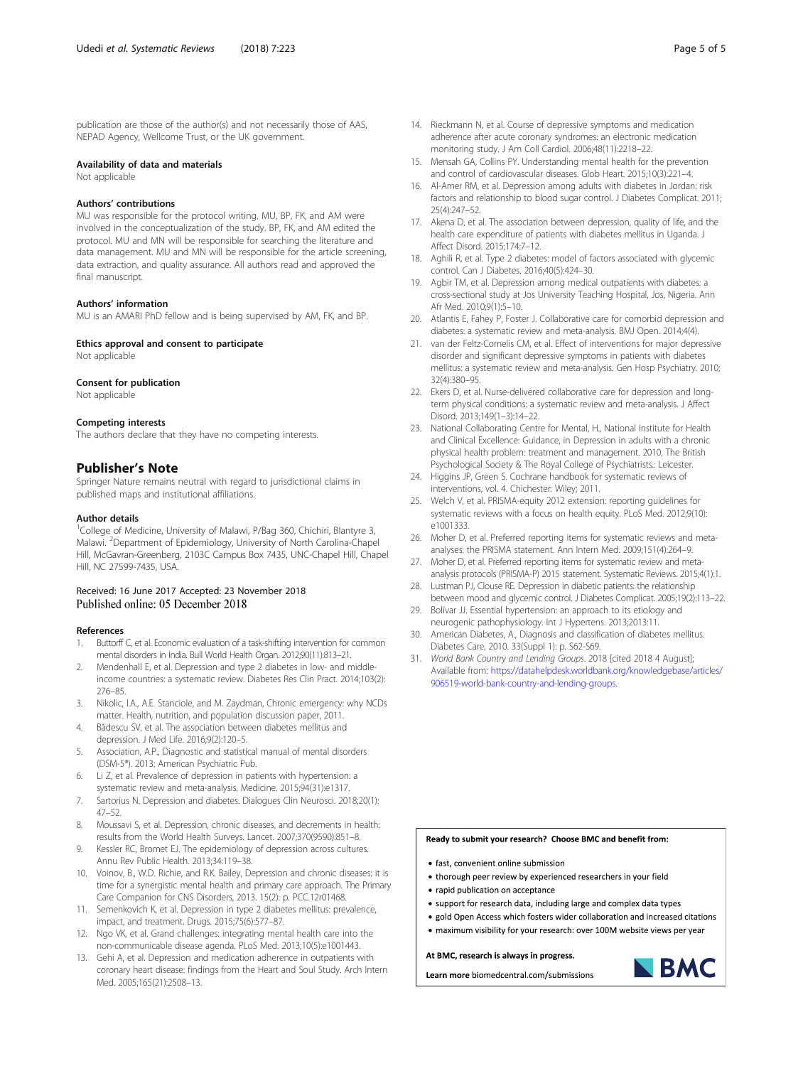publication are those of the author(s) and not necessarily those of AAS, NEPAD Agency, Wellcome Trust, or the UK government.

#### Availability of data and materials

Not applicable

#### Authors' contributions

MU was responsible for the protocol writing. MU, BP, FK, and AM were involved in the conceptualization of the study. BP, FK, and AM edited the protocol. MU and MN will be responsible for searching the literature and data management. MU and MN will be responsible for the article screening, data extraction, and quality assurance. All authors read and approved the final manuscript.

#### Authors' information

MU is an AMARI PhD fellow and is being supervised by AM, FK, and BP.

#### Ethics approval and consent to participate

Not applicable

#### Consent for publication

Not applicable

#### Competing interests

The authors declare that they have no competing interests.

## Publisher's Note

Springer Nature remains neutral with regard to jurisdictional claims in published maps and institutional affiliations.

#### Author details

[1]College of Medicine, University of Malawi, P/Bag 360, Chichiri, Blantyre 3, Malawi. [2]Department of Epidemiology, University of North Carolina-Chapel Hill, McGavran-Greenberg, 2103C Campus Box 7435, UNC-Chapel Hill, Chapel Hill, NC 27599-7435, USA.

Received: 16 June 2017 Accepted: 23 November 2018
Published online: 05 December 2018

#### References

1. Buttorff C, et al. Economic evaluation of a task-shifting intervention for common mental disorders in India. Bull World Health Organ. 2012;90(11):813–21.
2. Mendenhall E, et al. Depression and type 2 diabetes in low- and middle-income countries: a systematic review. Diabetes Res Clin Pract. 2014;103(2): 276–85.
3. Nikolic, I.A., A.E. Stanciole, and M. Zaydman, Chronic emergency: why NCDs matter. Health, nutrition, and population discussion paper, 2011.
4. Bădescu SV, et al. The association between diabetes mellitus and depression. J Med Life. 2016;9(2):120–5.
5. Association, A.P., Diagnostic and statistical manual of mental disorders (DSM-5®). 2013: American Psychiatric Pub.
6. Li Z, et al. Prevalence of depression in patients with hypertension: a systematic review and meta-analysis. Medicine. 2015;94(31):e1317.
7. Sartorius N. Depression and diabetes. Dialogues Clin Neurosci. 2018;20(1): 47–52.
8. Moussavi S, et al. Depression, chronic diseases, and decrements in health: results from the World Health Surveys. Lancet. 2007;370(9590):851–8.
9. Kessler RC, Bromet EJ. The epidemiology of depression across cultures. Annu Rev Public Health. 2013;34:119–38.
10. Voinov, B., W.D. Richie, and R.K. Bailey, Depression and chronic diseases: it is time for a synergistic mental health and primary care approach. The Primary Care Companion for CNS Disorders, 2013. 15(2): p. PCC.12r01468.
11. Semenkovich K, et al. Depression in type 2 diabetes mellitus: prevalence, impact, and treatment. Drugs. 2015;75(6):577–87.
12. Ngo VK, et al. Grand challenges: integrating mental health care into the non-communicable disease agenda. PLoS Med. 2013;10(5):e1001443.
13. Gehi A, et al. Depression and medication adherence in outpatients with coronary heart disease: findings from the Heart and Soul Study. Arch Intern Med. 2005;165(21):2508–13.
14. Rieckmann N, et al. Course of depressive symptoms and medication adherence after acute coronary syndromes: an electronic medication monitoring study. J Am Coll Cardiol. 2006;48(11):2218–22.
15. Mensah GA, Collins PY. Understanding mental health for the prevention and control of cardiovascular diseases. Glob Heart. 2015;10(3):221–4.
16. Al-Amer RM, et al. Depression among adults with diabetes in Jordan: risk factors and relationship to blood sugar control. J Diabetes Complicat. 2011; 25(4):247–52.
17. Akena D, et al. The association between depression, quality of life, and the health care expenditure of patients with diabetes mellitus in Uganda. J Affect Disord. 2015;174:7–12.
18. Aghili R, et al. Type 2 diabetes: model of factors associated with glycemic control. Can J Diabetes. 2016;40(5):424–30.
19. Agbir TM, et al. Depression among medical outpatients with diabetes: a cross-sectional study at Jos University Teaching Hospital, Jos, Nigeria. Ann Afr Med. 2010;9(1):5–10.
20. Atlantis E, Fahey P, Foster J. Collaborative care for comorbid depression and diabetes: a systematic review and meta-analysis. BMJ Open. 2014;4(4).
21. van der Feltz-Cornelis CM, et al. Effect of interventions for major depressive disorder and significant depressive symptoms in patients with diabetes mellitus: a systematic review and meta-analysis. Gen Hosp Psychiatry. 2010; 32(4):380–95.
22. Ekers D, et al. Nurse-delivered collaborative care for depression and long-term physical conditions: a systematic review and meta-analysis. J Affect Disord. 2013;149(1–3):14–22.
23. National Collaborating Centre for Mental, H., National Institute for Health and Clinical Excellence: Guidance, in Depression in adults with a chronic physical health problem: treatment and management. 2010, The British Psychological Society & The Royal College of Psychiatrists.: Leicester.
24. Higgins JP, Green S. Cochrane handbook for systematic reviews of interventions, vol. 4. Chichester: Wiley; 2011.
25. Welch V, et al. PRISMA-equity 2012 extension: reporting guidelines for systematic reviews with a focus on health equity. PLoS Med. 2012;9(10): e1001333.
26. Moher D, et al. Preferred reporting items for systematic reviews and meta-analyses: the PRISMA statement. Ann Intern Med. 2009;151(4):264–9.
27. Moher D, et al. Preferred reporting items for systematic review and meta-analysis protocols (PRISMA-P) 2015 statement. Systematic Reviews. 2015;4(1):1.
28. Lustman PJ, Clouse RE. Depression in diabetic patients: the relationship between mood and glycemic control. J Diabetes Complicat. 2005;19(2):113–22.
29. Bolívar JJ. Essential hypertension: an approach to its etiology and neurogenic pathophysiology. Int J Hypertens. 2013;2013:11.
30. American Diabetes, A., Diagnosis and classification of diabetes mellitus. Diabetes Care, 2010. 33(Suppl 1): p. S62-S69.
31. *World Bank Country and Lending Groups*. 2018 [cited 2018 4 August]; Available from: https://datahelpdesk.worldbank.org/knowledgebase/articles/906519-world-bank-country-and-lending-groups.